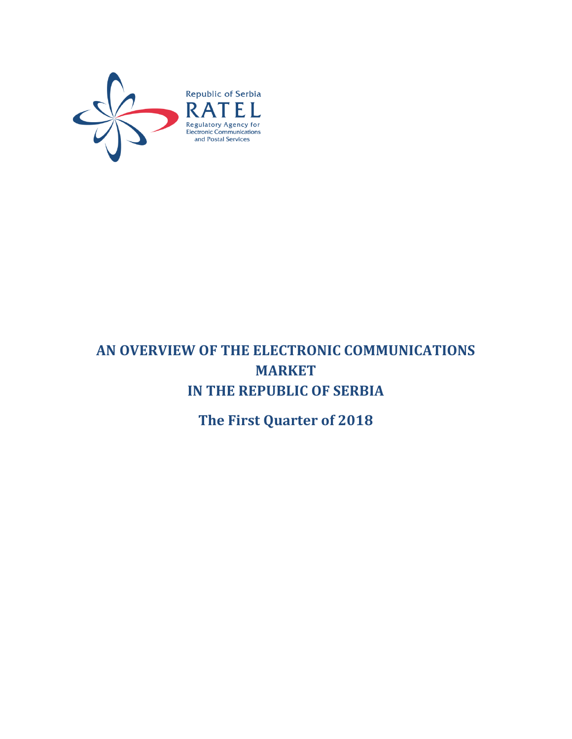Republic of Serbia

RATEL

Regulatory Agency for Electronic Communications and Postal Services

# AN OVERVIEW OF THE ELECTRONIC COMMUNICATIONS MARKET IN THE REPUBLIC OF SERBIA

## The First Quarter of 2018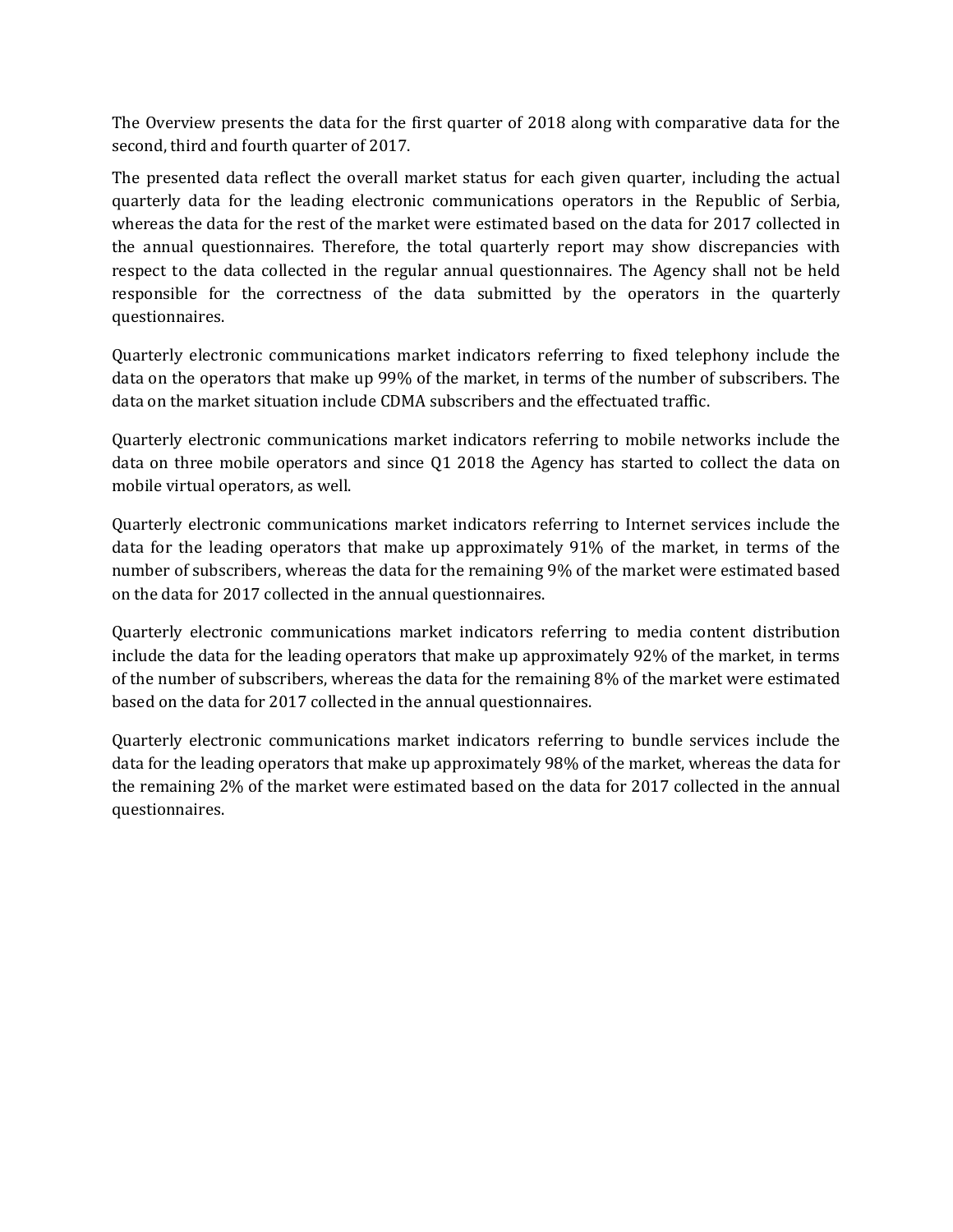The Overview presents the data for the first quarter of 2018 along with comparative data for the second, third and fourth quarter of 2017.

The presented data reflect the overall market status for each given quarter, including the actual quarterly data for the leading electronic communications operators in the Republic of Serbia, whereas the data for the rest of the market were estimated based on the data for 2017 collected in the annual questionnaires. Therefore, the total quarterly report may show discrepancies with respect to the data collected in the regular annual questionnaires. The Agency shall not be held responsible for the correctness of the data submitted by the operators in the quarterly questionnaires.

Quarterly electronic communications market indicators referring to fixed telephony include the data on the operators that make up 99% of the market, in terms of the number of subscribers. The data on the market situation include CDMA subscribers and the effectuated traffic.

Quarterly electronic communications market indicators referring to mobile networks include the data on three mobile operators and since Q1 2018 the Agency has started to collect the data on mobile virtual operators, as well.

Quarterly electronic communications market indicators referring to Internet services include the data for the leading operators that make up approximately 91% of the market, in terms of the number of subscribers, whereas the data for the remaining 9% of the market were estimated based on the data for 2017 collected in the annual questionnaires.

Quarterly electronic communications market indicators referring to media content distribution include the data for the leading operators that make up approximately 92% of the market, in terms of the number of subscribers, whereas the data for the remaining 8% of the market were estimated based on the data for 2017 collected in the annual questionnaires.

Quarterly electronic communications market indicators referring to bundle services include the data for the leading operators that make up approximately 98% of the market, whereas the data for the remaining 2% of the market were estimated based on the data for 2017 collected in the annual questionnaires.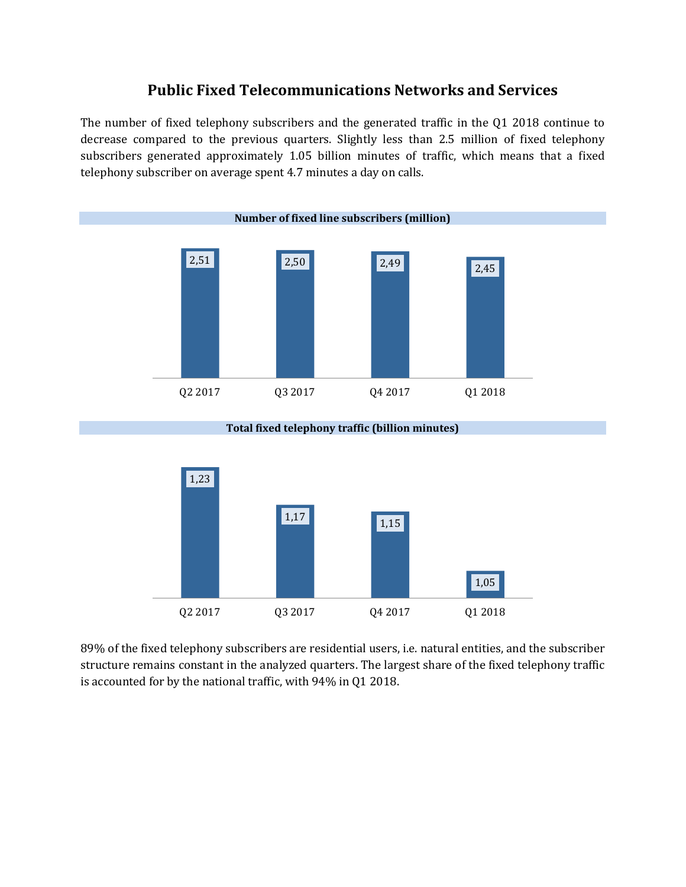# Public Fixed Telecommunications Networks and Services

The number of fixed telephony subscribers and the generated traffic in the Q1 2018 continue to decrease compared to the previous quarters. Slightly less than 2.5 million of fixed telephony subscribers generated approximately 1.05 billion minutes of traffic, which means that a fixed telephony subscriber on average spent 4.7 minutes a day on calls.

**Number of fixed line subscribers (million)**

| Q2 2017 | Q3 2017 | Q4 2017 | Q1 2018 |
|---|---|---|---|
| 2,51 | 2,50 | 2,49 | 2,45 |

**Total fixed telephony traffic (billion minutes)**

| Q2 2017 | Q3 2017 | Q4 2017 | Q1 2018 |
|---|---|---|---|
| 1,23 | 1,17 | 1,15 | 1,05 |

89% of the fixed telephony subscribers are residential users, i.e. natural entities, and the subscriber structure remains constant in the analyzed quarters. The largest share of the fixed telephony traffic is accounted for by the national traffic, with 94% in Q1 2018.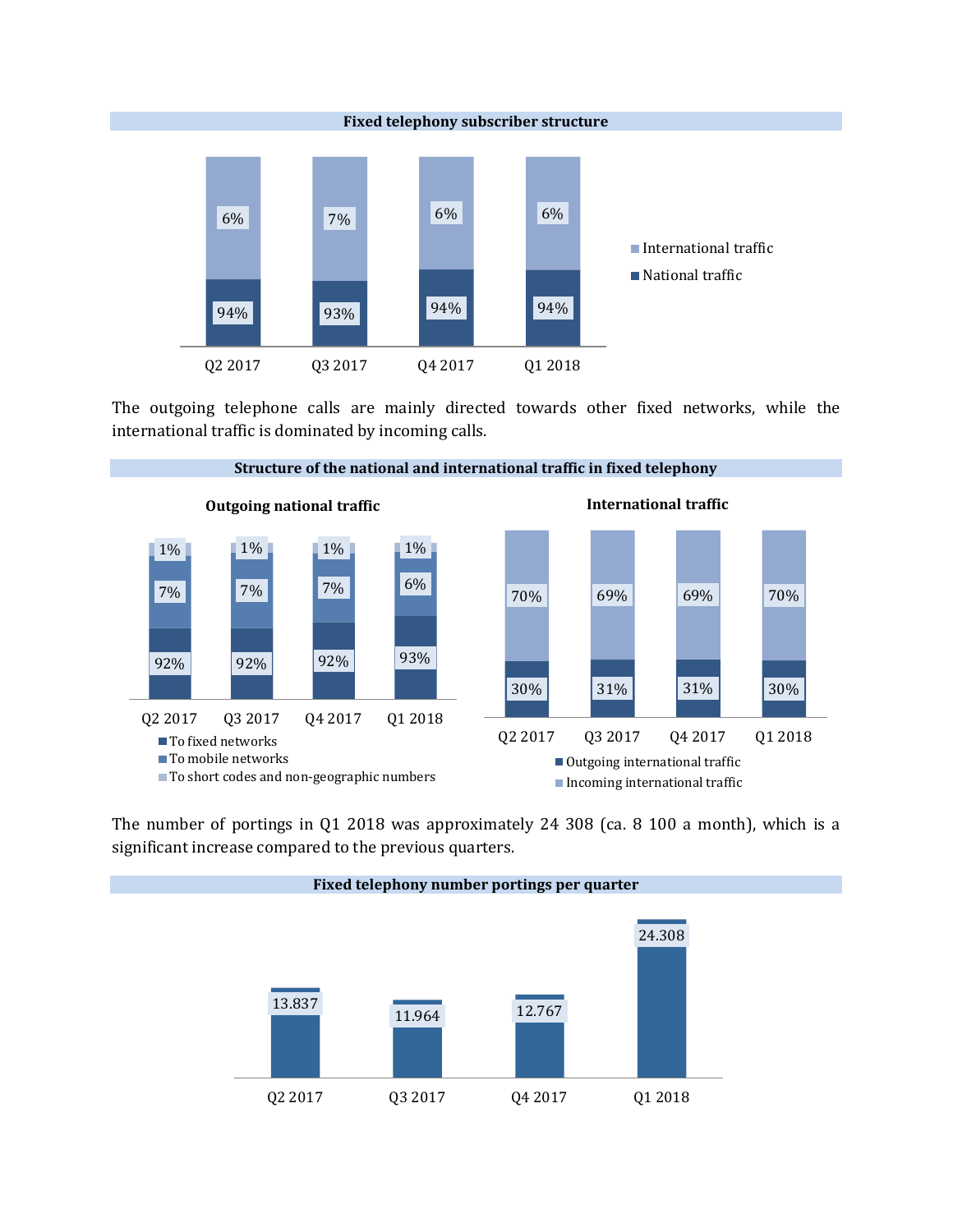**Fixed telephony subscriber structure**

| | Q2 2017 | Q3 2017 | Q4 2017 | Q1 2018 |
|---|---|---|---|---|
| International traffic | 6% | 7% | 6% | 6% |
| National traffic | 94% | 93% | 94% | 94% |

The outgoing telephone calls are mainly directed towards other fixed networks, while the international traffic is dominated by incoming calls.

**Structure of the national and international traffic in fixed telephony**

**Outgoing national traffic**

| | Q2 2017 | Q3 2017 | Q4 2017 | Q1 2018 |
|---|---|---|---|---|
| To fixed networks | 92% | 92% | 92% | 93% |
| To mobile networks | 7% | 7% | 7% | 6% |
| To short codes and non-geographic numbers | 1% | 1% | 1% | 1% |

**International traffic**

| | Q2 2017 | Q3 2017 | Q4 2017 | Q1 2018 |
|---|---|---|---|---|
| Outgoing international traffic | 30% | 31% | 31% | 30% |
| Incoming international traffic | 70% | 69% | 69% | 70% |

The number of portings in Q1 2018 was approximately 24 308 (ca. 8 100 a month), which is a significant increase compared to the previous quarters.

**Fixed telephony number portings per quarter**

| Q2 2017 | Q3 2017 | Q4 2017 | Q1 2018 |
|---|---|---|---|
| 13.837 | 11.964 | 12.767 | 24.308 |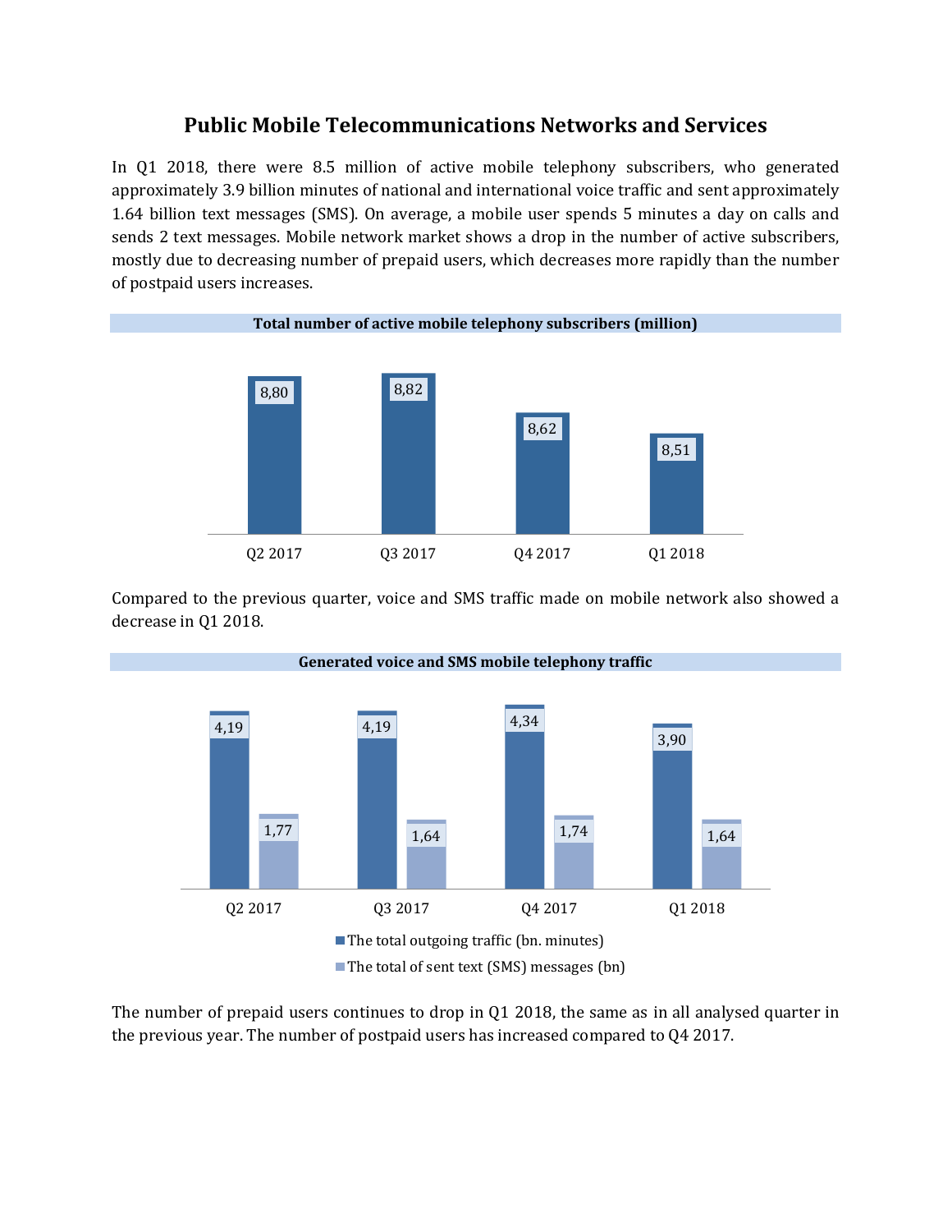# Public Mobile Telecommunications Networks and Services

In Q1 2018, there were 8.5 million of active mobile telephony subscribers, who generated approximately 3.9 billion minutes of national and international voice traffic and sent approximately 1.64 billion text messages (SMS). On average, a mobile user spends 5 minutes a day on calls and sends 2 text messages. Mobile network market shows a drop in the number of active subscribers, mostly due to decreasing number of prepaid users, which decreases more rapidly than the number of postpaid users increases.

**Total number of active mobile telephony subscribers (million)**

| Q2 2017 | Q3 2017 | Q4 2017 | Q1 2018 |
|---|---|---|---|
| 8,80 | 8,82 | 8,62 | 8,51 |

Compared to the previous quarter, voice and SMS traffic made on mobile network also showed a decrease in Q1 2018.

**Generated voice and SMS mobile telephony traffic**

| | Q2 2017 | Q3 2017 | Q4 2017 | Q1 2018 |
|---|---|---|---|---|
| The total outgoing traffic (bn. minutes) | 4,19 | 4,19 | 4,34 | 3,90 |
| The total of sent text (SMS) messages (bn) | 1,77 | 1,64 | 1,74 | 1,64 |

The number of prepaid users continues to drop in Q1 2018, the same as in all analysed quarter in the previous year. The number of postpaid users has increased compared to Q4 2017.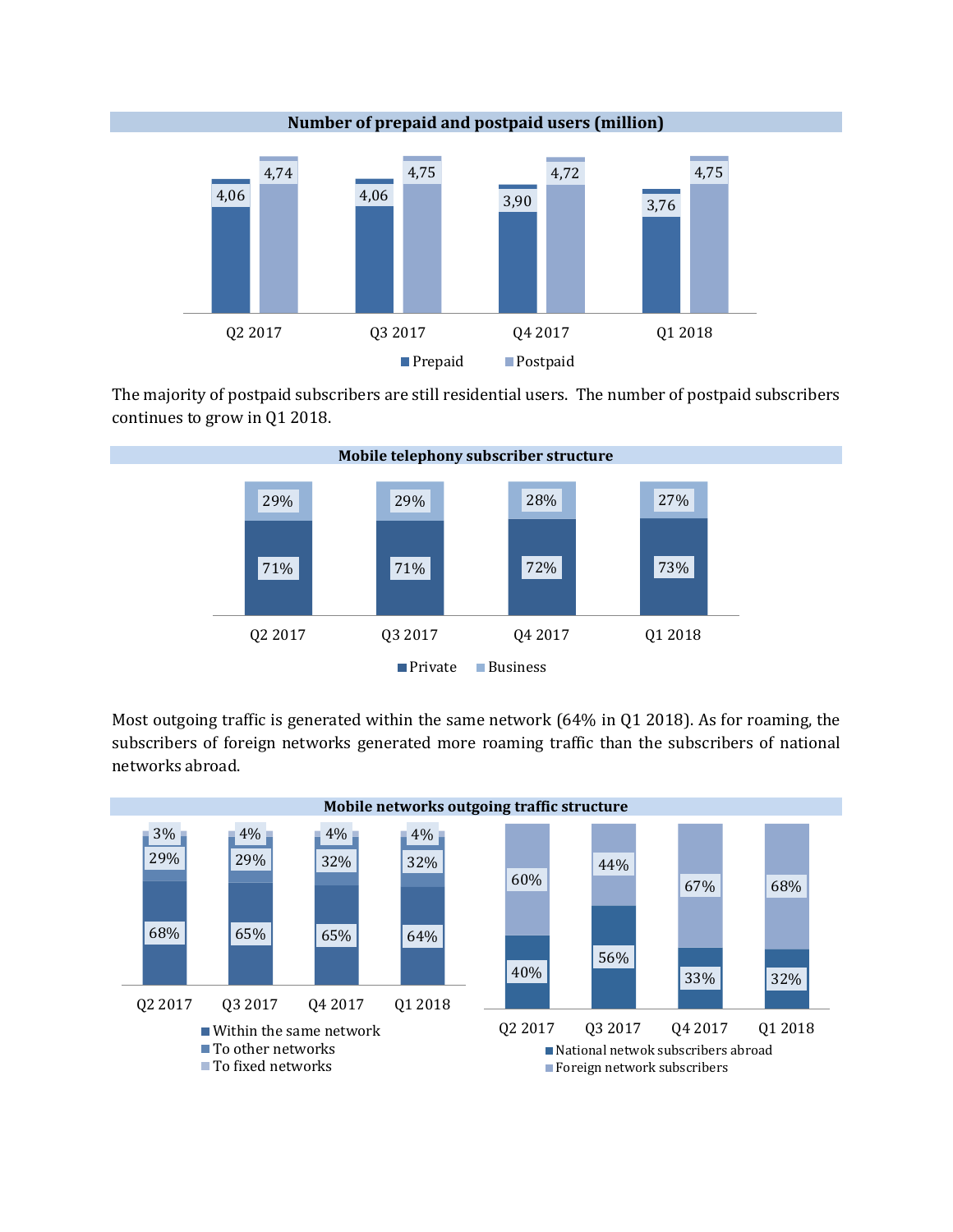**Number of prepaid and postpaid users (million)**

| | Q2 2017 | Q3 2017 | Q4 2017 | Q1 2018 |
|---|---|---|---|---|
| Prepaid | 4,06 | 4,06 | 3,90 | 3,76 |
| Postpaid | 4,74 | 4,75 | 4,72 | 4,75 |

The majority of postpaid subscribers are still residential users. The number of postpaid subscribers continues to grow in Q1 2018.

**Mobile telephony subscriber structure**

| | Q2 2017 | Q3 2017 | Q4 2017 | Q1 2018 |
|---|---|---|---|---|
| Private | 71% | 71% | 72% | 73% |
| Business | 29% | 29% | 28% | 27% |

Most outgoing traffic is generated within the same network (64% in Q1 2018). As for roaming, the subscribers of foreign networks generated more roaming traffic than the subscribers of national networks abroad.

**Mobile networks outgoing traffic structure**

| | Q2 2017 | Q3 2017 | Q4 2017 | Q1 2018 |
|---|---|---|---|---|
| Within the same network | 68% | 65% | 65% | 64% |
| To other networks | 29% | 29% | 32% | 32% |
| To fixed networks | 3% | 4% | 4% | 4% |

| | Q2 2017 | Q3 2017 | Q4 2017 | Q1 2018 |
|---|---|---|---|---|
| National netwok subscribers abroad | 40% | 56% | 33% | 32% |
| Foreign network subscribers | 60% | 44% | 67% | 68% |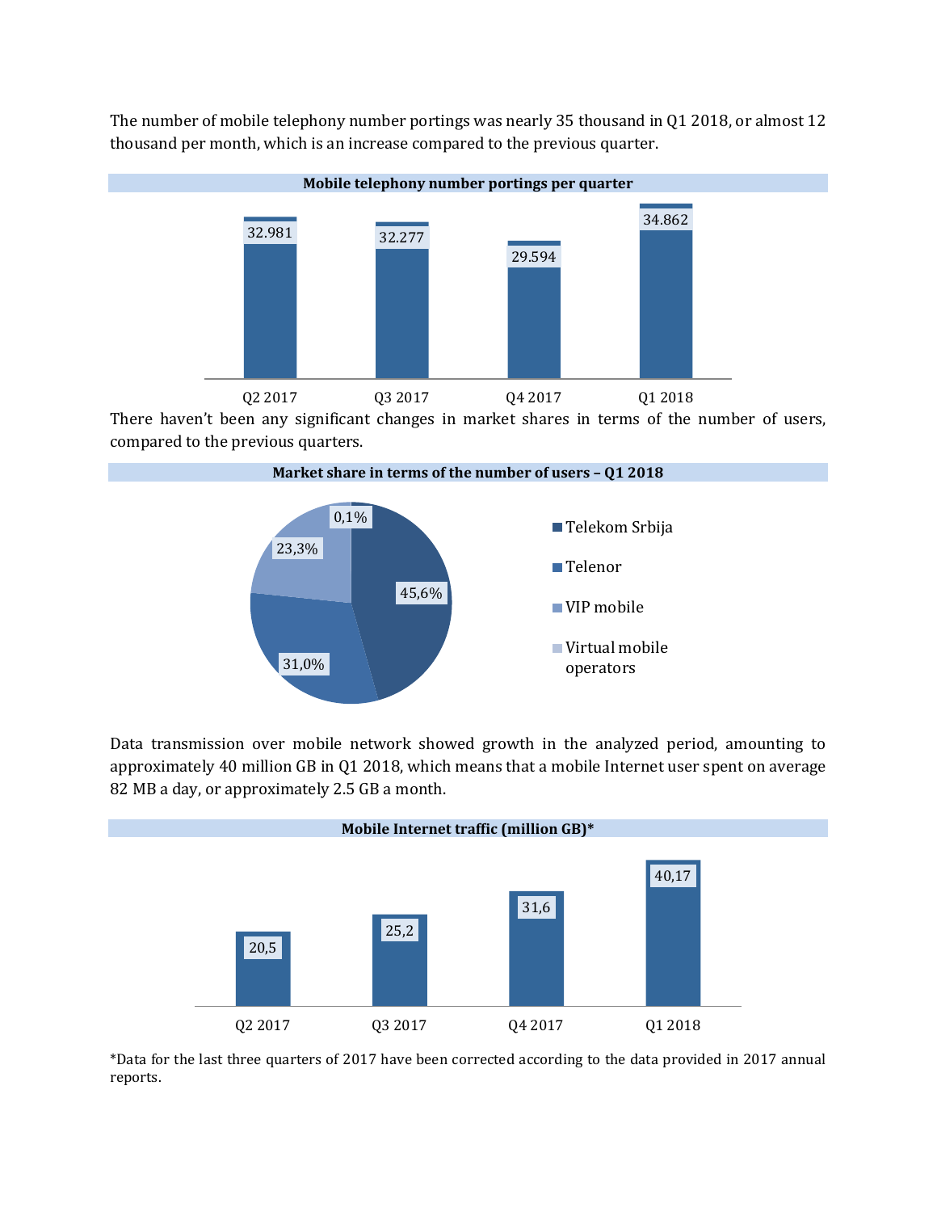The number of mobile telephony number portings was nearly 35 thousand in Q1 2018, or almost 12 thousand per month, which is an increase compared to the previous quarter.

**Mobile telephony number portings per quarter**

| Q2 2017 | Q3 2017 | Q4 2017 | Q1 2018 |
|---|---|---|---|
| 32.981 | 32.277 | 29.594 | 34.862 |

There haven't been any significant changes in market shares in terms of the number of users, compared to the previous quarters.

**Market share in terms of the number of users – Q1 2018**

| Operator | Share |
|---|---|
| Telekom Srbija | 45,6% |
| Telenor | 31,0% |
| VIP mobile | 23,3% |
| Virtual mobile operators | 0,1% |

Data transmission over mobile network showed growth in the analyzed period, amounting to approximately 40 million GB in Q1 2018, which means that a mobile Internet user spent on average 82 MB a day, or approximately 2.5 GB a month.

**Mobile Internet traffic (million GB)***

| Q2 2017 | Q3 2017 | Q4 2017 | Q1 2018 |
|---|---|---|---|
| 20,5 | 25,2 | 31,6 | 40,17 |

*Data for the last three quarters of 2017 have been corrected according to the data provided in 2017 annual reports.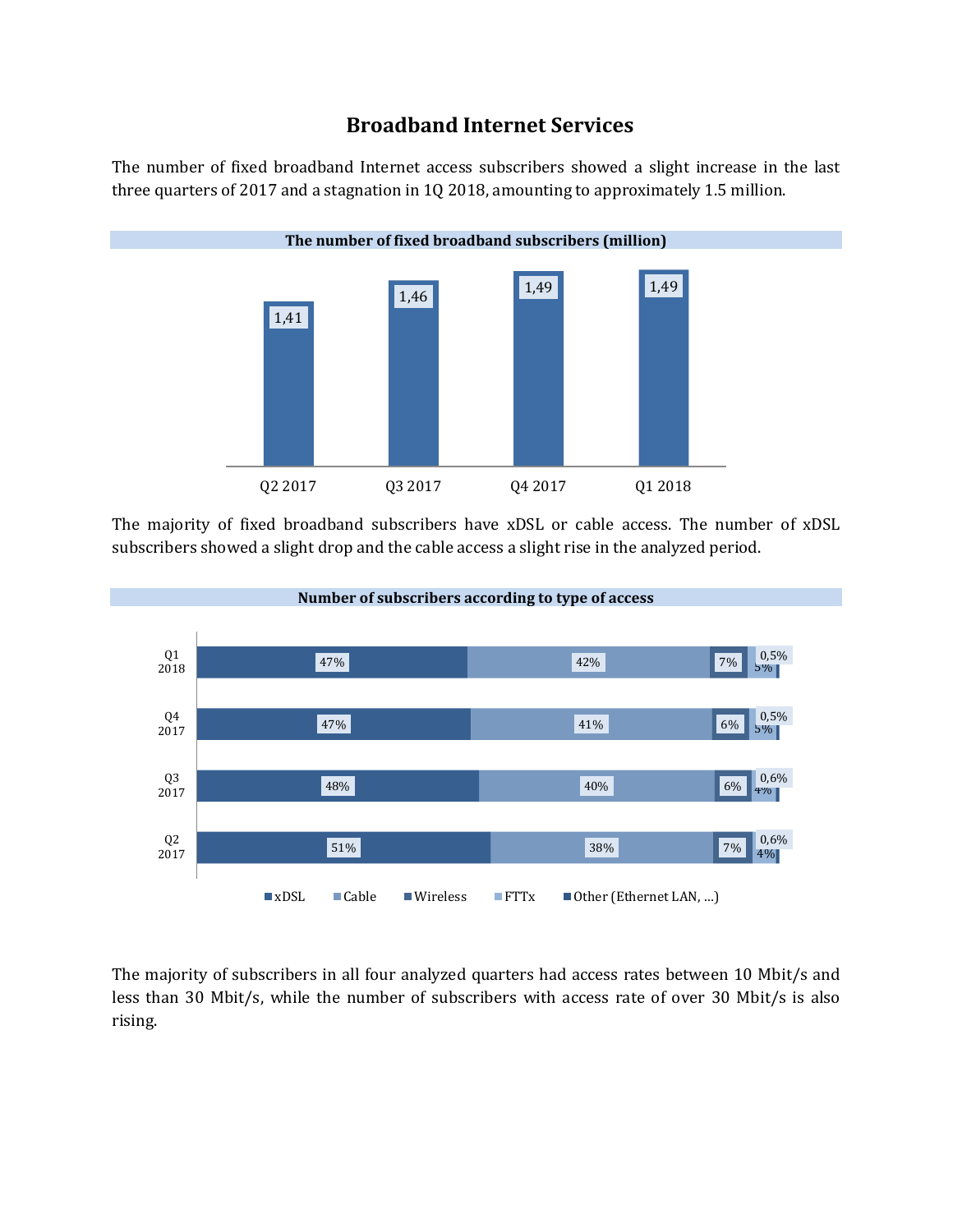# Broadband Internet Services

The number of fixed broadband Internet access subscribers showed a slight increase in the last three quarters of 2017 and a stagnation in 1Q 2018, amounting to approximately 1.5 million.

**The number of fixed broadband subscribers (million)**

| Q2 2017 | Q3 2017 | Q4 2017 | Q1 2018 |
|---|---|---|---|
| 1,41 | 1,46 | 1,49 | 1,49 |

The majority of fixed broadband subscribers have xDSL or cable access. The number of xDSL subscribers showed a slight drop and the cable access a slight rise in the analyzed period.

**Number of subscribers according to type of access**

| | xDSL | Cable | Wireless | FTTx | Other (Ethernet LAN, ...) |
|---|---|---|---|---|---|
| Q1 2018 | 47% | 42% | 7% | 5% | 0,5% |
| Q4 2017 | 47% | 41% | 6% | 5% | 0,5% |
| Q3 2017 | 48% | 40% | 6% | 4% | 0,6% |
| Q2 2017 | 51% | 38% | 7% | 4% | 0,6% |

The majority of subscribers in all four analyzed quarters had access rates between 10 Mbit/s and less than 30 Mbit/s, while the number of subscribers with access rate of over 30 Mbit/s is also rising.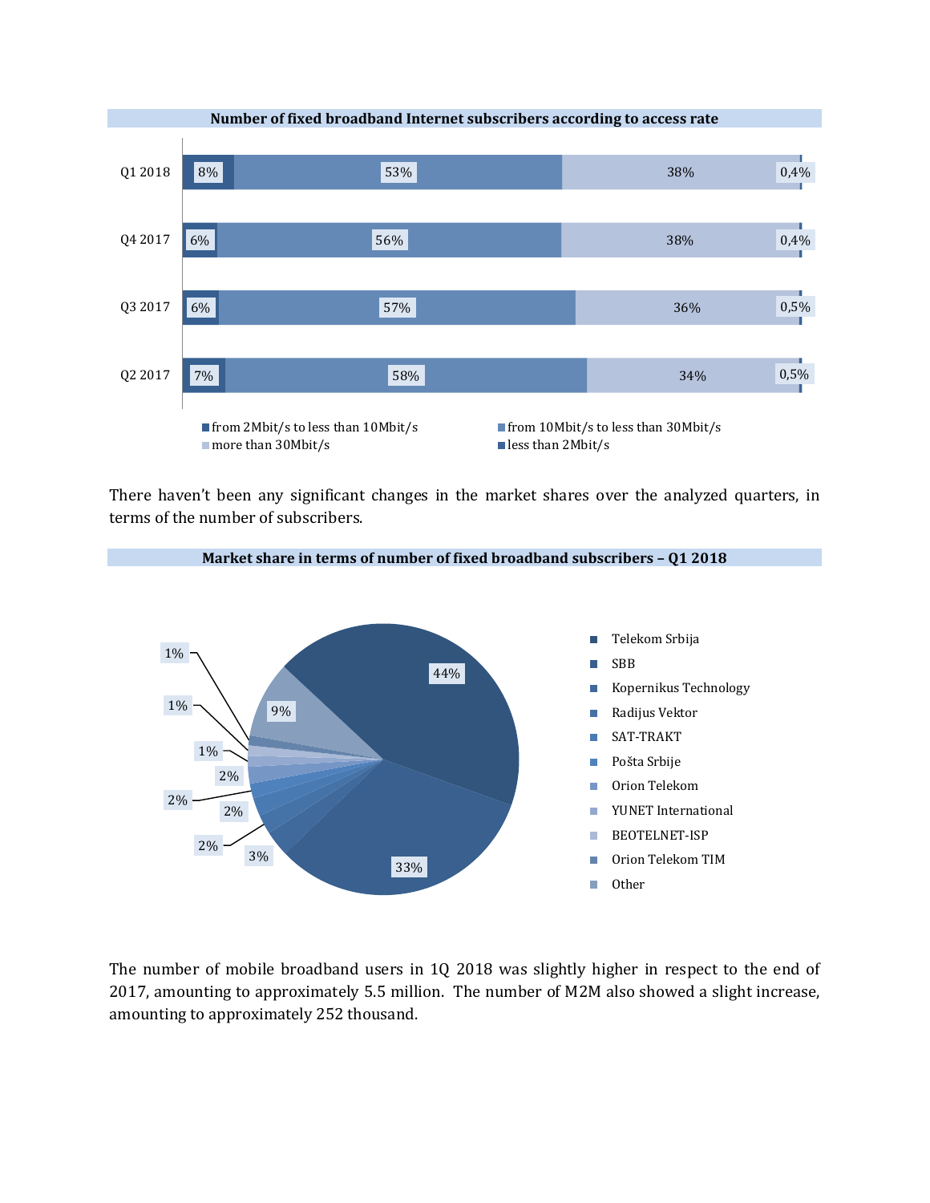**Number of fixed broadband Internet subscribers according to access rate**

| | from 2Mbit/s to less than 10Mbit/s | from 10Mbit/s to less than 30Mbit/s | more than 30Mbit/s | less than 2Mbit/s |
|---|---|---|---|---|
| Q1 2018 | 8% | 53% | 38% | 0,4% |
| Q4 2017 | 6% | 56% | 38% | 0,4% |
| Q3 2017 | 6% | 57% | 36% | 0,5% |
| Q2 2017 | 7% | 58% | 34% | 0,5% |

There haven't been any significant changes in the market shares over the analyzed quarters, in terms of the number of subscribers.

**Market share in terms of number of fixed broadband subscribers – Q1 2018**

| Operator | Share |
|---|---|
| Telekom Srbija | 44% |
| SBB | 33% |
| Kopernikus Technology | 3% |
| Radijus Vektor | 2% |
| SAT-TRAKT | 2% |
| Pošta Srbije | 2% |
| Orion Telekom | 2% |
| YUNET International | 1% |
| BEOTELNET-ISP | 1% |
| Orion Telekom TIM | 1% |
| Other | 9% |

The number of mobile broadband users in 1Q 2018 was slightly higher in respect to the end of 2017, amounting to approximately 5.5 million. The number of M2M also showed a slight increase, amounting to approximately 252 thousand.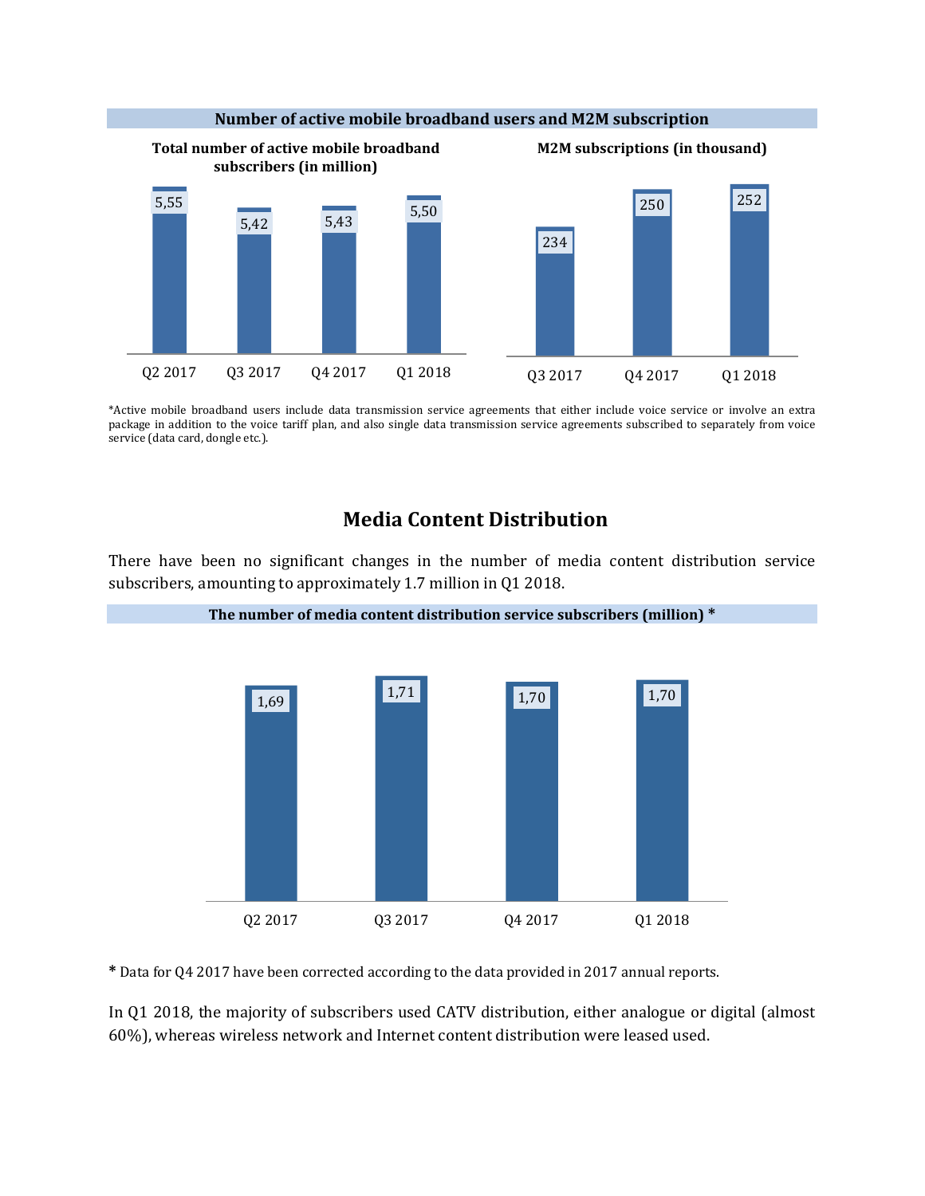**Number of active mobile broadband users and M2M subscription**

**Total number of active mobile broadband subscribers (in million)**

| Q2 2017 | Q3 2017 | Q4 2017 | Q1 2018 |
|---|---|---|---|
| 5,55 | 5,42 | 5,43 | 5,50 |

**M2M subscriptions (in thousand)**

| Q3 2017 | Q4 2017 | Q1 2018 |
|---|---|---|
| 234 | 250 | 252 |

*Active mobile broadband users include data transmission service agreements that either include voice service or involve an extra package in addition to the voice tariff plan, and also single data transmission service agreements subscribed to separately from voice service (data card, dongle etc.).

## Media Content Distribution

There have been no significant changes in the number of media content distribution service subscribers, amounting to approximately 1.7 million in Q1 2018.

**The number of media content distribution service subscribers (million) ***

| Q2 2017 | Q3 2017 | Q4 2017 | Q1 2018 |
|---|---|---|---|
| 1,69 | 1,71 | 1,70 | 1,70 |

**\*** Data for Q4 2017 have been corrected according to the data provided in 2017 annual reports.

In Q1 2018, the majority of subscribers used CATV distribution, either analogue or digital (almost 60%), whereas wireless network and Internet content distribution were leased used.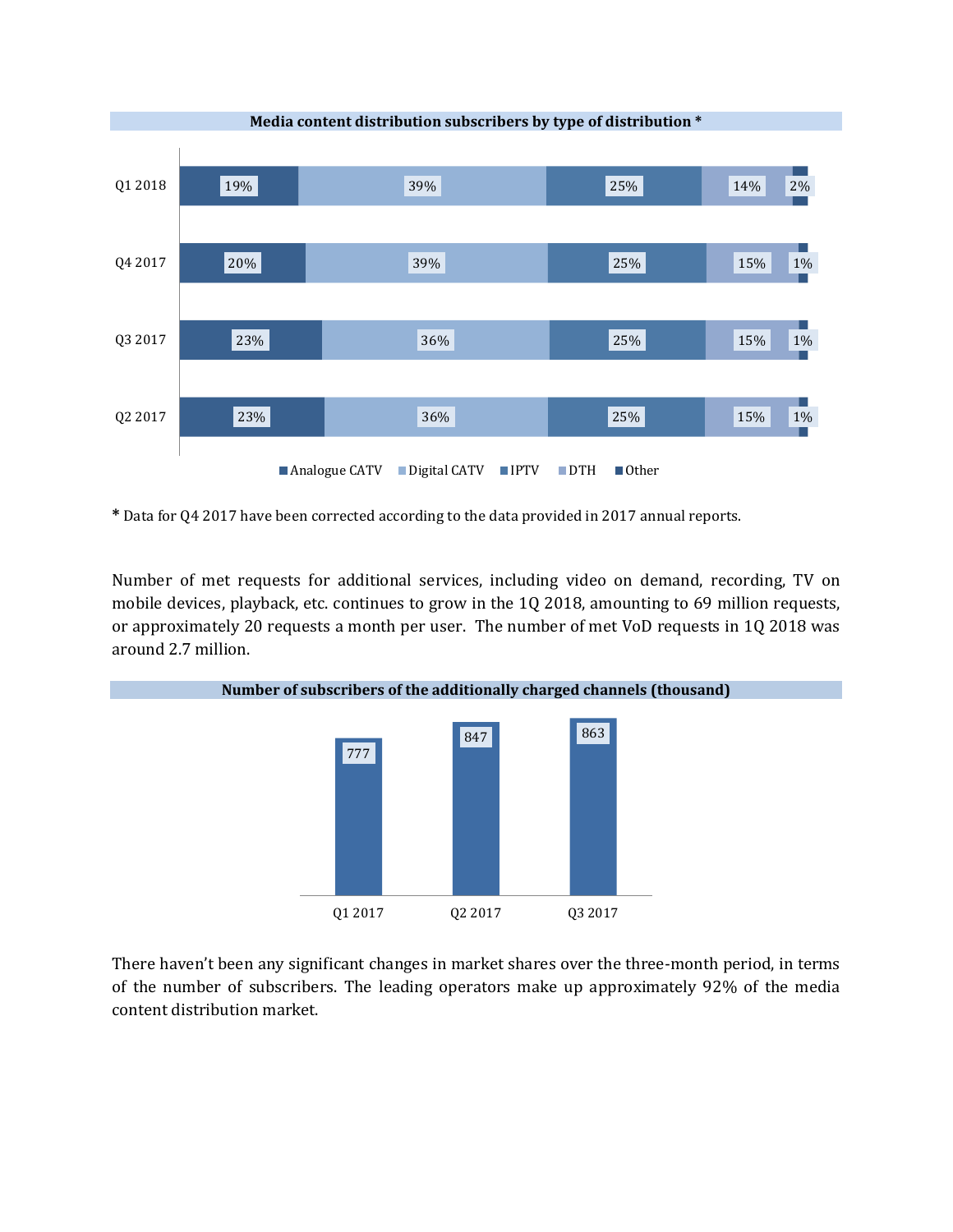**Media content distribution subscribers by type of distribution ***

| | Analogue CATV | Digital CATV | IPTV | DTH | Other |
|---|---|---|---|---|---|
| Q1 2018 | 19% | 39% | 25% | 14% | 2% |
| Q4 2017 | 20% | 39% | 25% | 15% | 1% |
| Q3 2017 | 23% | 36% | 25% | 15% | 1% |
| Q2 2017 | 23% | 36% | 25% | 15% | 1% |

* Data for Q4 2017 have been corrected according to the data provided in 2017 annual reports.

Number of met requests for additional services, including video on demand, recording, TV on mobile devices, playback, etc. continues to grow in the 1Q 2018, amounting to 69 million requests, or approximately 20 requests a month per user. The number of met VoD requests in 1Q 2018 was around 2.7 million.

**Number of subscribers of the additionally charged channels (thousand)**

| Q1 2017 | Q2 2017 | Q3 2017 |
|---|---|---|
| 777 | 847 | 863 |

There haven't been any significant changes in market shares over the three-month period, in terms of the number of subscribers. The leading operators make up approximately 92% of the media content distribution market.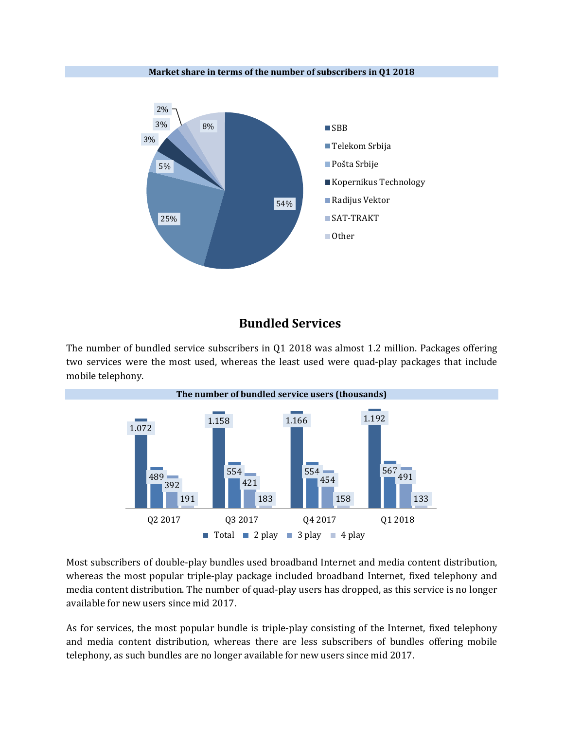**Market share in terms of the number of subscribers in Q1 2018**

| Operator | Share |
|---|---|
| SBB | 54% |
| Telekom Srbija | 25% |
| Pošta Srbije | 5% |
| Kopernikus Technology | 3% |
| Radijus Vektor | 3% |
| SAT-TRAKT | 2% |
| Other | 8% |

## Bundled Services

The number of bundled service subscribers in Q1 2018 was almost 1.2 million. Packages offering two services were the most used, whereas the least used were quad-play packages that include mobile telephony.

**The number of bundled service users (thousands)**

| | Total | 2 play | 3 play | 4 play |
|---|---|---|---|---|
| Q2 2017 | 1.072 | 489 | 392 | 191 |
| Q3 2017 | 1.158 | 554 | 421 | 183 |
| Q4 2017 | 1.166 | 554 | 454 | 158 |
| Q1 2018 | 1.192 | 567 | 491 | 133 |

Most subscribers of double-play bundles used broadband Internet and media content distribution, whereas the most popular triple-play package included broadband Internet, fixed telephony and media content distribution. The number of quad-play users has dropped, as this service is no longer available for new users since mid 2017.

As for services, the most popular bundle is triple-play consisting of the Internet, fixed telephony and media content distribution, whereas there are less subscribers of bundles offering mobile telephony, as such bundles are no longer available for new users since mid 2017.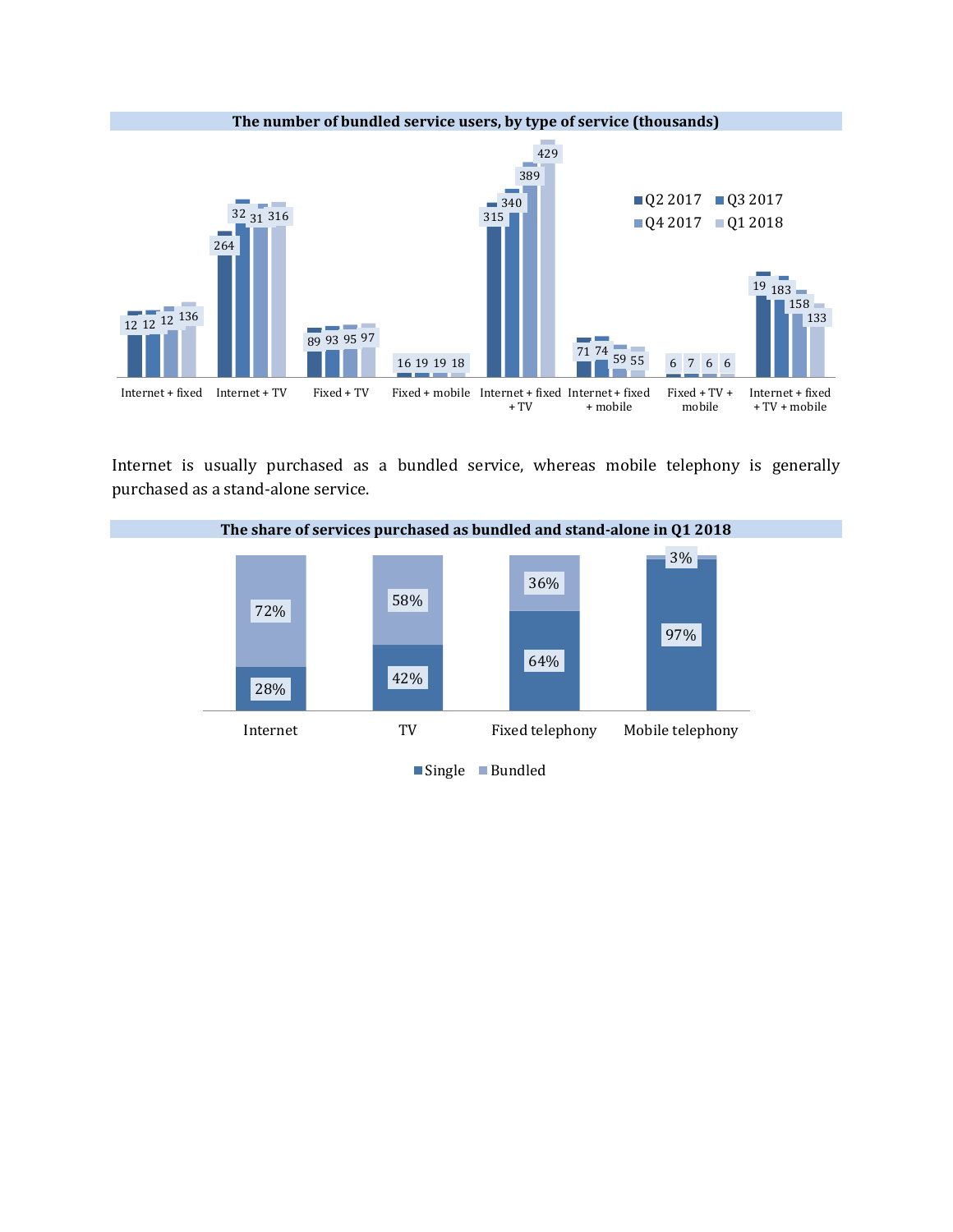**The number of bundled service users, by type of service (thousands)**

Q2 2017 Q3 2017 Q4 2017 Q1 2018

Internet + fixed: 12 12 12 136

Internet + TV: 264 32 31 316

Fixed + TV: 89 93 95 97

Fixed + mobile: 16 19 19 18

Internet + fixed + TV: 315 340 389 429

Internet + fixed + mobile: 71 74 59 55

Fixed + TV + mobile: 6 7 6 6

Internet + fixed + TV + mobile: 19 183 158 133

Internet is usually purchased as a bundled service, whereas mobile telephony is generally purchased as a stand-alone service.

**The share of services purchased as bundled and stand-alone in Q1 2018**

Single Bundled

Internet: 28% 72%

TV: 42% 58%

Fixed telephony: 64% 36%

Mobile telephony: 97% 3%